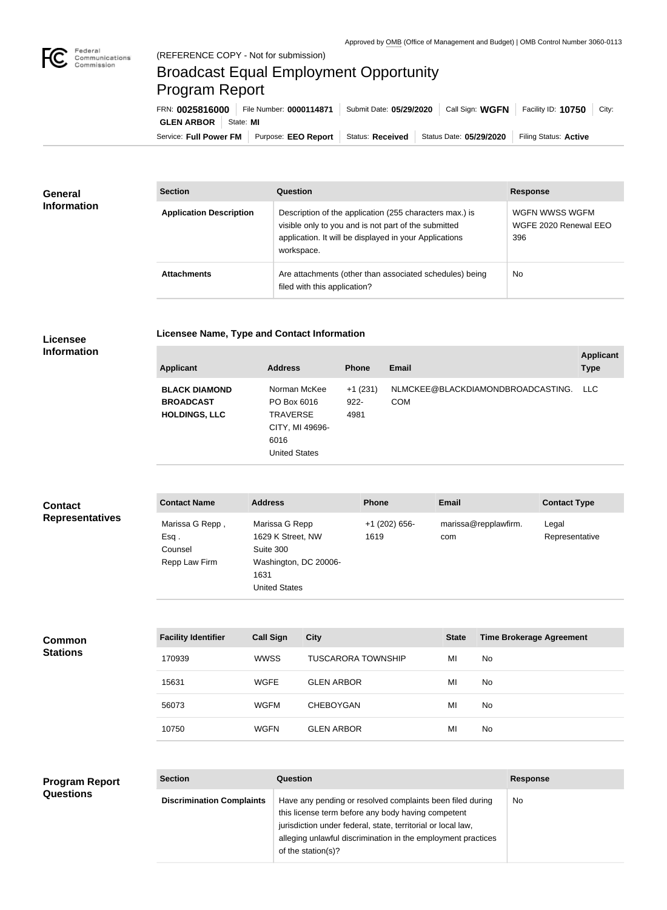Approved by OMB (Office of Management and Budget) | OMB Control Number 3060-0113

(REFERENCE COPY - Not for submission)

# Broadcast Equal Employment Opportunity Program Report

FRN: **0025816000** | File Number: **0000114871** | Submit Date: **05/29/2020** | Call Sign: **WGFN** | Facility ID: **10750** | City: **GLEN ARBOR** | State: **MI**

Service: **Full Power FM** | Purpose: **EEO Report** | Status: **Received** | Status Date: **05/29/2020** | Filing Status: **Active**

## General Information

| Section | Question | Response |
|---|---|---|
| **Application Description** | Description of the application (255 characters max.) is visible only to you and is not part of the submitted application. It will be displayed in your Applications workspace. | WGFN WWSS WGFM WGFE 2020 Renewal EEO 396 |
| **Attachments** | Are attachments (other than associated schedules) being filed with this application? | No |

## Licensee Information

### Licensee Name, Type and Contact Information

| Applicant | Address | Phone | Email | Applicant Type |
|---|---|---|---|---|
| **BLACK DIAMOND BROADCAST HOLDINGS, LLC** | Norman McKee<br>PO Box 6016<br>TRAVERSE CITY, MI 49696-6016<br>United States | +1 (231) 922-4981 | NLMCKEE@BLACKDIAMONDBROADCASTING.COM | LLC |

## Contact Representatives

| Contact Name | Address | Phone | Email | Contact Type |
|---|---|---|---|---|
| Marissa G Repp , Esq .<br>Counsel<br>Repp Law Firm | Marissa G Repp<br>1629 K Street, NW<br>Suite 300<br>Washington, DC 20006-1631<br>United States | +1 (202) 656-1619 | marissa@repplawfirm.com | Legal Representative |

## Common Stations

| Facility Identifier | Call Sign | City | State | Time Brokerage Agreement |
|---|---|---|---|---|
| 170939 | WWSS | TUSCARORA TOWNSHIP | MI | No |
| 15631 | WGFE | GLEN ARBOR | MI | No |
| 56073 | WGFM | CHEBOYGAN | MI | No |
| 10750 | WGFN | GLEN ARBOR | MI | No |

## Program Report Questions

| Section | Question | Response |
|---|---|---|
| **Discrimination Complaints** | Have any pending or resolved complaints been filed during this license term before any body having competent jurisdiction under federal, state, territorial or local law, alleging unlawful discrimination in the employment practices of the station(s)? | No |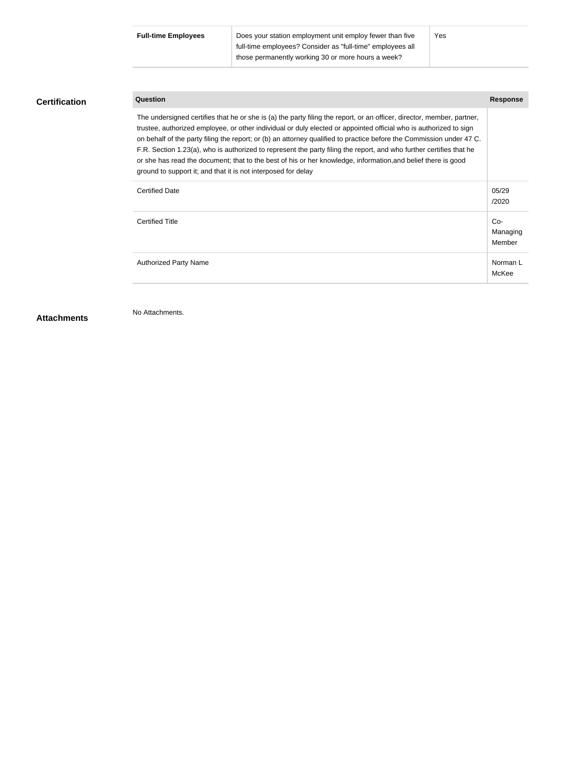| | | |
|---|---|---|
| **Full-time Employees** | Does your station employment unit employ fewer than five full-time employees? Consider as "full-time" employees all those permanently working 30 or more hours a week? | Yes |

## Certification

| Question | Response |
|---|---|
| The undersigned certifies that he or she is (a) the party filing the report, or an officer, director, member, partner, trustee, authorized employee, or other individual or duly elected or appointed official who is authorized to sign on behalf of the party filing the report; or (b) an attorney qualified to practice before the Commission under 47 C.F.R. Section 1.23(a), who is authorized to represent the party filing the report, and who further certifies that he or she has read the document; that to the best of his or her knowledge, information,and belief there is good ground to support it; and that it is not interposed for delay | |
| Certified Date | 05/29/2020 |
| Certified Title | Co-Managing Member |
| Authorized Party Name | Norman L McKee |

## Attachments

No Attachments.